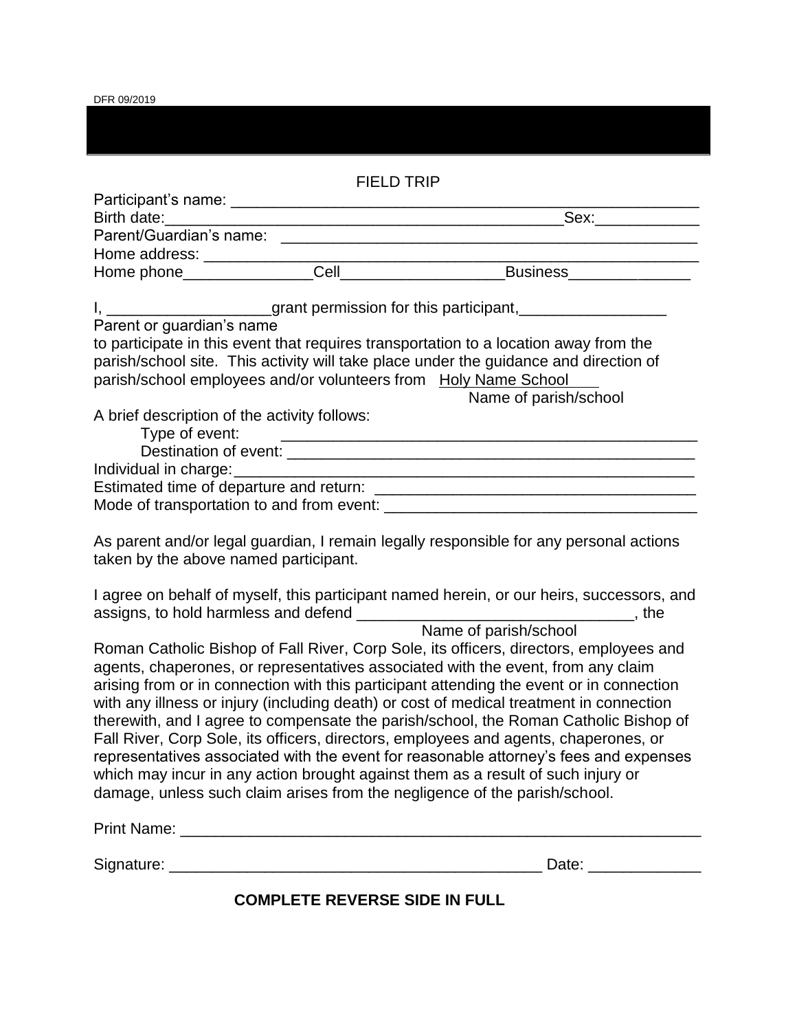DFR 09/2019

FIELD TRIP

Participant's name: ______________________________________________________

Birth date:_____________________________________________Sex:____________

Parent/Guardian's name: __________________________________________________

Home address: _________________________________________________________

Home phone_______________Cell__________________Business______________

I, ___________________grant permission for this participant,_________________
Parent or guardian's name
to participate in this event that requires transportation to a location away from the parish/school site. This activity will take place under the guidance and direction of parish/school employees and/or volunteers from Holy Name School
Name of parish/school

A brief description of the activity follows:

Type of event: _______________________________________________

Destination of event: _________________________________________________

Individual in charge:_________________________________________________________

Estimated time of departure and return: _____________________________________

Mode of transportation to and from event: ____________________________________

As parent and/or legal guardian, I remain legally responsible for any personal actions taken by the above named participant.

I agree on behalf of myself, this participant named herein, or our heirs, successors, and assigns, to hold harmless and defend ________________________________, the
Name of parish/school
Roman Catholic Bishop of Fall River, Corp Sole, its officers, directors, employees and agents, chaperones, or representatives associated with the event, from any claim arising from or in connection with this participant attending the event or in connection with any illness or injury (including death) or cost of medical treatment in connection therewith, and I agree to compensate the parish/school, the Roman Catholic Bishop of Fall River, Corp Sole, its officers, directors, employees and agents, chaperones, or representatives associated with the event for reasonable attorney's fees and expenses which may incur in any action brought against them as a result of such injury or damage, unless such claim arises from the negligence of the parish/school.

Print Name: ______________________________________________________________

Signature: ____________________________________________ Date: _____________

**COMPLETE REVERSE SIDE IN FULL**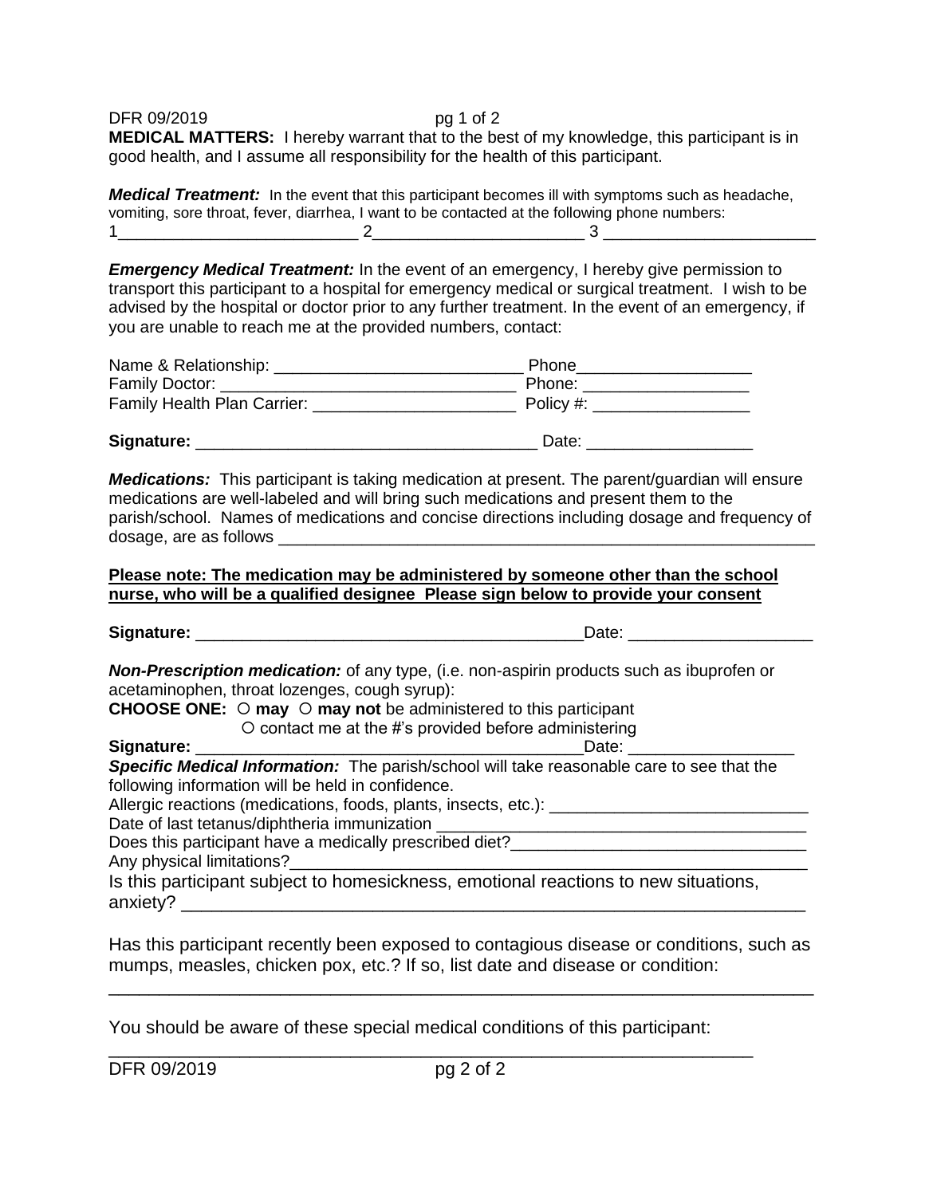**MEDICAL MATTERS:** I hereby warrant that to the best of my knowledge, this participant is in good health, and I assume all responsibility for the health of this participant.

***Medical Treatment:*** In the event that this participant becomes ill with symptoms such as headache, vomiting, sore throat, fever, diarrhea, I want to be contacted at the following phone numbers:
1_________________________ 2______________________ 3 ______________________

***Emergency Medical Treatment:*** In the event of an emergency, I hereby give permission to transport this participant to a hospital for emergency medical or surgical treatment. I wish to be advised by the hospital or doctor prior to any further treatment. In the event of an emergency, if you are unable to reach me at the provided numbers, contact:

Name & Relationship: __________________________ Phone__________________
Family Doctor: _______________________________ Phone: _________________
Family Health Plan Carrier: _____________________ Policy #: ________________

**Signature:** ____________________________________ Date: _________________

***Medications:*** This participant is taking medication at present. The parent/guardian will ensure medications are well-labeled and will bring such medications and present them to the parish/school. Names of medications and concise directions including dosage and frequency of dosage, are as follows ____________________________________________________________

**Please note: The medication may be administered by someone other than the school nurse, who will be a qualified designee Please sign below to provide your consent**

**Signature:** ________________________________________Date: ___________________

***Non-Prescription medication:*** of any type, (i.e. non-aspirin products such as ibuprofen or acetaminophen, throat lozenges, cough syrup):
**CHOOSE ONE:** ○ **may** ○ **may not** be administered to this participant
○ contact me at the #'s provided before administering

**Signature:** _________________________________________Date: _________________

***Specific Medical Information:*** The parish/school will take reasonable care to see that the following information will be held in confidence.
Allergic reactions (medications, foods, plants, insects, etc.): ___________________________
Date of last tetanus/diphtheria immunization ______________________________________
Does this participant have a medically prescribed diet?________________________________
Any physical limitations?______________________________________________________
Is this participant subject to homesickness, emotional reactions to new situations, anxiety? ______________________________________________________________

Has this participant recently been exposed to contagious disease or conditions, such as mumps, measles, chicken pox, etc.? If so, list date and disease or condition:
_________________________________________________________________________

You should be aware of these special medical conditions of this participant:
_____________________________________________________________